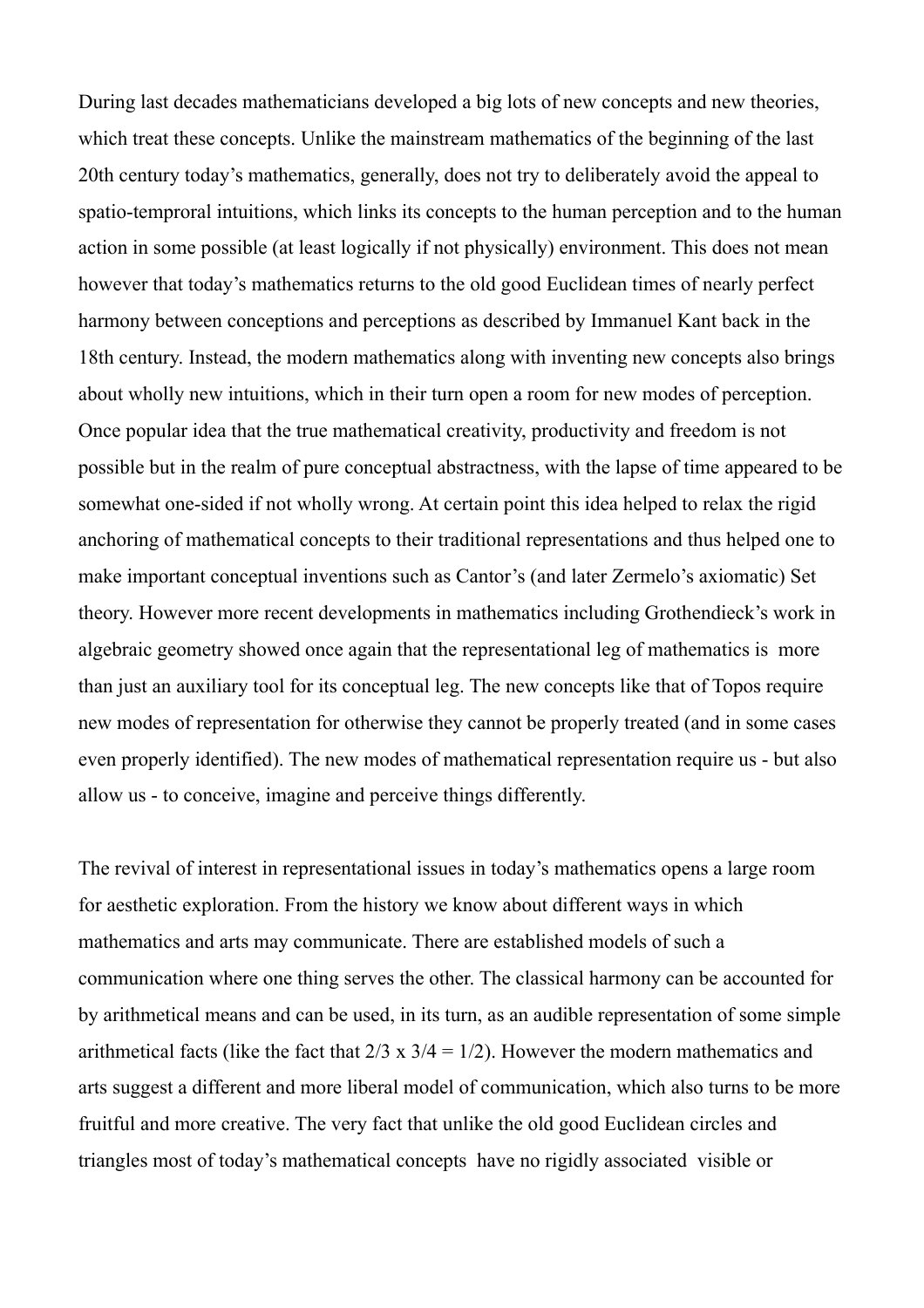During last decades mathematicians developed a big lots of new concepts and new theories, which treat these concepts. Unlike the mainstream mathematics of the beginning of the last 20th century today's mathematics, generally, does not try to deliberately avoid the appeal to spatio-temproral intuitions, which links its concepts to the human perception and to the human action in some possible (at least logically if not physically) environment. This does not mean however that today's mathematics returns to the old good Euclidean times of nearly perfect harmony between conceptions and perceptions as described by Immanuel Kant back in the 18th century. Instead, the modern mathematics along with inventing new concepts also brings about wholly new intuitions, which in their turn open a room for new modes of perception. Once popular idea that the true mathematical creativity, productivity and freedom is not possible but in the realm of pure conceptual abstractness, with the lapse of time appeared to be somewhat one-sided if not wholly wrong. At certain point this idea helped to relax the rigid anchoring of mathematical concepts to their traditional representations and thus helped one to make important conceptual inventions such as Cantor's (and later Zermelo's axiomatic) Set theory. However more recent developments in mathematics including Grothendieck's work in algebraic geometry showed once again that the representational leg of mathematics is more than just an auxiliary tool for its conceptual leg. The new concepts like that of Topos require new modes of representation for otherwise they cannot be properly treated (and in some cases even properly identified). The new modes of mathematical representation require us - but also allow us - to conceive, imagine and perceive things differently.

The revival of interest in representational issues in today's mathematics opens a large room for aesthetic exploration. From the history we know about different ways in which mathematics and arts may communicate. There are established models of such a communication where one thing serves the other. The classical harmony can be accounted for by arithmetical means and can be used, in its turn, as an audible representation of some simple arithmetical facts (like the fact that $2/3 \times 3/4 = 1/2$). However the modern mathematics and arts suggest a different and more liberal model of communication, which also turns to be more fruitful and more creative. The very fact that unlike the old good Euclidean circles and triangles most of today's mathematical concepts have no rigidly associated visible or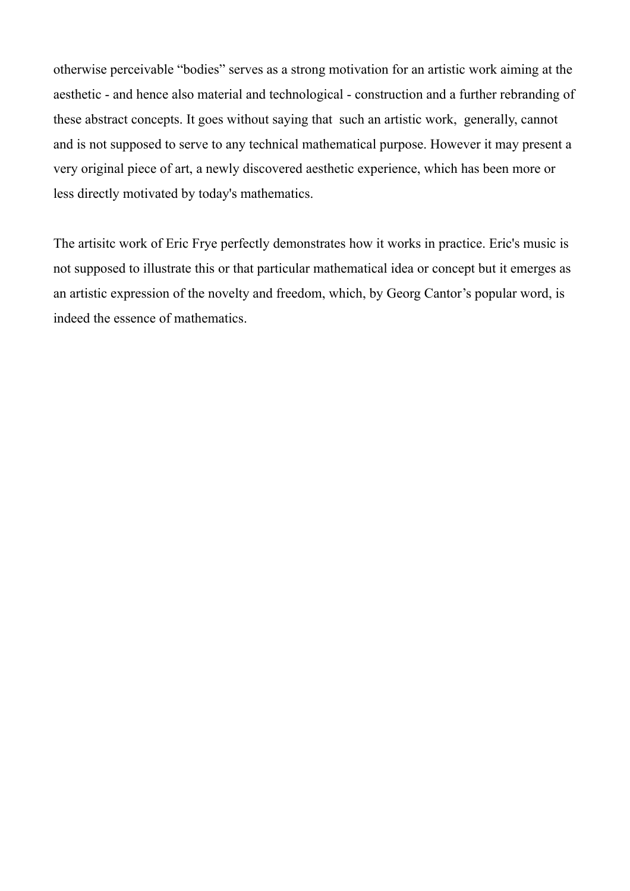otherwise perceivable “bodies” serves as a strong motivation for an artistic work aiming at the aesthetic - and hence also material and technological - construction and a further rebranding of these abstract concepts. It goes without saying that such an artistic work, generally, cannot and is not supposed to serve to any technical mathematical purpose. However it may present a very original piece of art, a newly discovered aesthetic experience, which has been more or less directly motivated by today's mathematics.

The artisitc work of Eric Frye perfectly demonstrates how it works in practice. Eric's music is not supposed to illustrate this or that particular mathematical idea or concept but it emerges as an artistic expression of the novelty and freedom, which, by Georg Cantor’s popular word, is indeed the essence of mathematics.